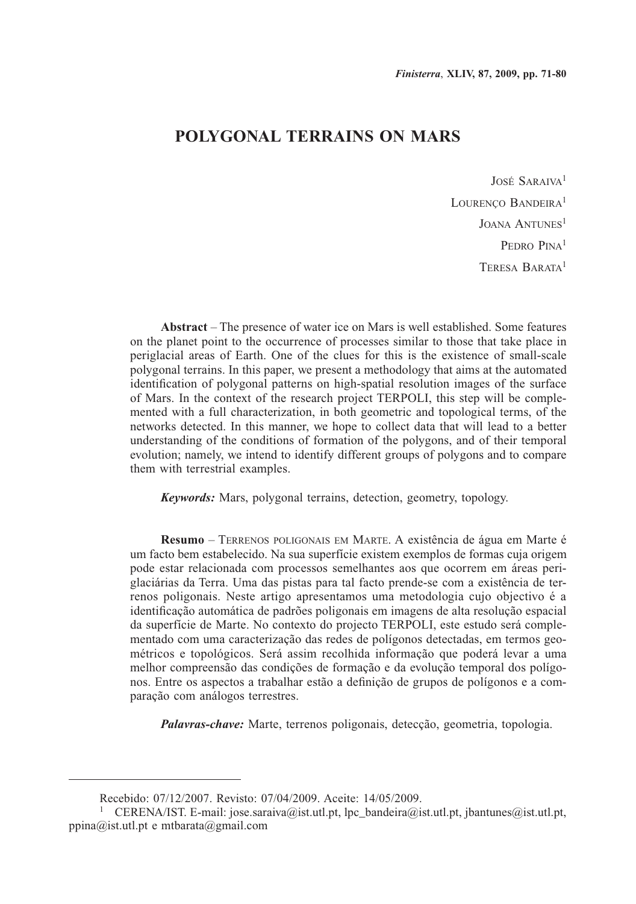# POLYGONAL TERRAINS ON MARS

José Saraiva[1]

Lourenço Bandeira[1]

Joana Antunes[1]

Pedro Pina[1]

Teresa Barata[1]

**Abstract** – The presence of water ice on Mars is well established. Some features on the planet point to the occurrence of processes similar to those that take place in periglacial areas of Earth. One of the clues for this is the existence of small-scale polygonal terrains. In this paper, we present a methodology that aims at the automated identification of polygonal patterns on high-spatial resolution images of the surface of Mars. In the context of the research project TERPOLI, this step will be complemented with a full characterization, in both geometric and topological terms, of the networks detected. In this manner, we hope to collect data that will lead to a better understanding of the conditions of formation of the polygons, and of their temporal evolution; namely, we intend to identify different groups of polygons and to compare them with terrestrial examples.

***Keywords:*** Mars, polygonal terrains, detection, geometry, topology.

**Resumo** – Terrenos poligonais em Marte. A existência de água em Marte é um facto bem estabelecido. Na sua superfície existem exemplos de formas cuja origem pode estar relacionada com processos semelhantes aos que ocorrem em áreas periglaciárias da Terra. Uma das pistas para tal facto prende-se com a existência de terrenos poligonais. Neste artigo apresentamos uma metodologia cujo objectivo é a identificação automática de padrões poligonais em imagens de alta resolução espacial da superfície de Marte. No contexto do projecto TERPOLI, este estudo será complementado com uma caracterização das redes de polígonos detectadas, em termos geométricos e topológicos. Será assim recolhida informação que poderá levar a uma melhor compreensão das condições de formação e da evolução temporal dos polígonos. Entre os aspectos a trabalhar estão a definição de grupos de polígonos e a comparação com análogos terrestres.

***Palavras-chave:*** Marte, terrenos poligonais, detecção, geometria, topologia.

---

Recebido: 07/12/2007. Revisto: 07/04/2009. Aceite: 14/05/2009.

[1] CERENA/IST. E-mail: jose.saraiva@ist.utl.pt, lpc_bandeira@ist.utl.pt, jbantunes@ist.utl.pt, ppina@ist.utl.pt e mtbarata@gmail.com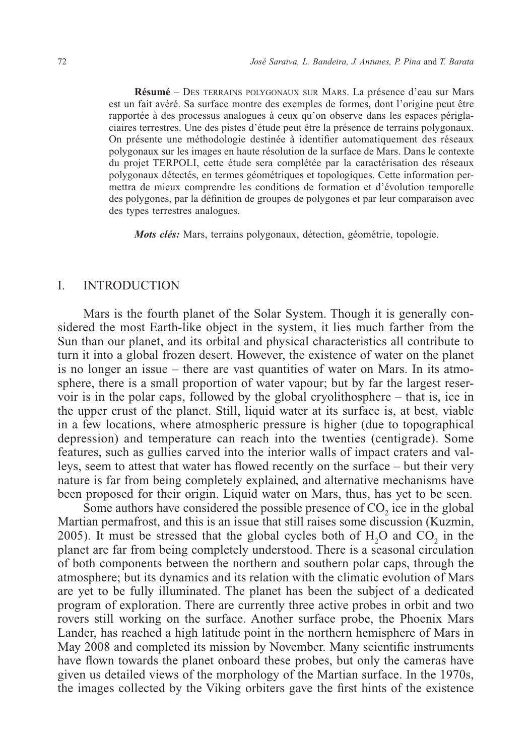**Résumé** – Des terrains polygonaux sur Mars. La présence d'eau sur Mars est un fait avéré. Sa surface montre des exemples de formes, dont l'origine peut être rapportée à des processus analogues à ceux qu'on observe dans les espaces périglaciaires terrestres. Une des pistes d'étude peut être la présence de terrains polygonaux. On présente une méthodologie destinée à identifier automatiquement des réseaux polygonaux sur les images en haute résolution de la surface de Mars. Dans le contexte du projet TERPOLI, cette étude sera complétée par la caractérisation des réseaux polygonaux détectés, en termes géométriques et topologiques. Cette information permettra de mieux comprendre les conditions de formation et d'évolution temporelle des polygones, par la définition de groupes de polygones et par leur comparaison avec des types terrestres analogues.

***Mots clés:*** Mars, terrains polygonaux, détection, géométrie, topologie.

## I. INTRODUCTION

Mars is the fourth planet of the Solar System. Though it is generally considered the most Earth-like object in the system, it lies much farther from the Sun than our planet, and its orbital and physical characteristics all contribute to turn it into a global frozen desert. However, the existence of water on the planet is no longer an issue – there are vast quantities of water on Mars. In its atmosphere, there is a small proportion of water vapour; but by far the largest reservoir is in the polar caps, followed by the global cryolithosphere – that is, ice in the upper crust of the planet. Still, liquid water at its surface is, at best, viable in a few locations, where atmospheric pressure is higher (due to topographical depression) and temperature can reach into the twenties (centigrade). Some features, such as gullies carved into the interior walls of impact craters and valleys, seem to attest that water has flowed recently on the surface – but their very nature is far from being completely explained, and alternative mechanisms have been proposed for their origin. Liquid water on Mars, thus, has yet to be seen.

Some authors have considered the possible presence of $CO_2$ ice in the global Martian permafrost, and this is an issue that still raises some discussion (Kuzmin, 2005). It must be stressed that the global cycles both of $H_2O$ and $CO_2$ in the planet are far from being completely understood. There is a seasonal circulation of both components between the northern and southern polar caps, through the atmosphere; but its dynamics and its relation with the climatic evolution of Mars are yet to be fully illuminated. The planet has been the subject of a dedicated program of exploration. There are currently three active probes in orbit and two rovers still working on the surface. Another surface probe, the Phoenix Mars Lander, has reached a high latitude point in the northern hemisphere of Mars in May 2008 and completed its mission by November. Many scientific instruments have flown towards the planet onboard these probes, but only the cameras have given us detailed views of the morphology of the Martian surface. In the 1970s, the images collected by the Viking orbiters gave the first hints of the existence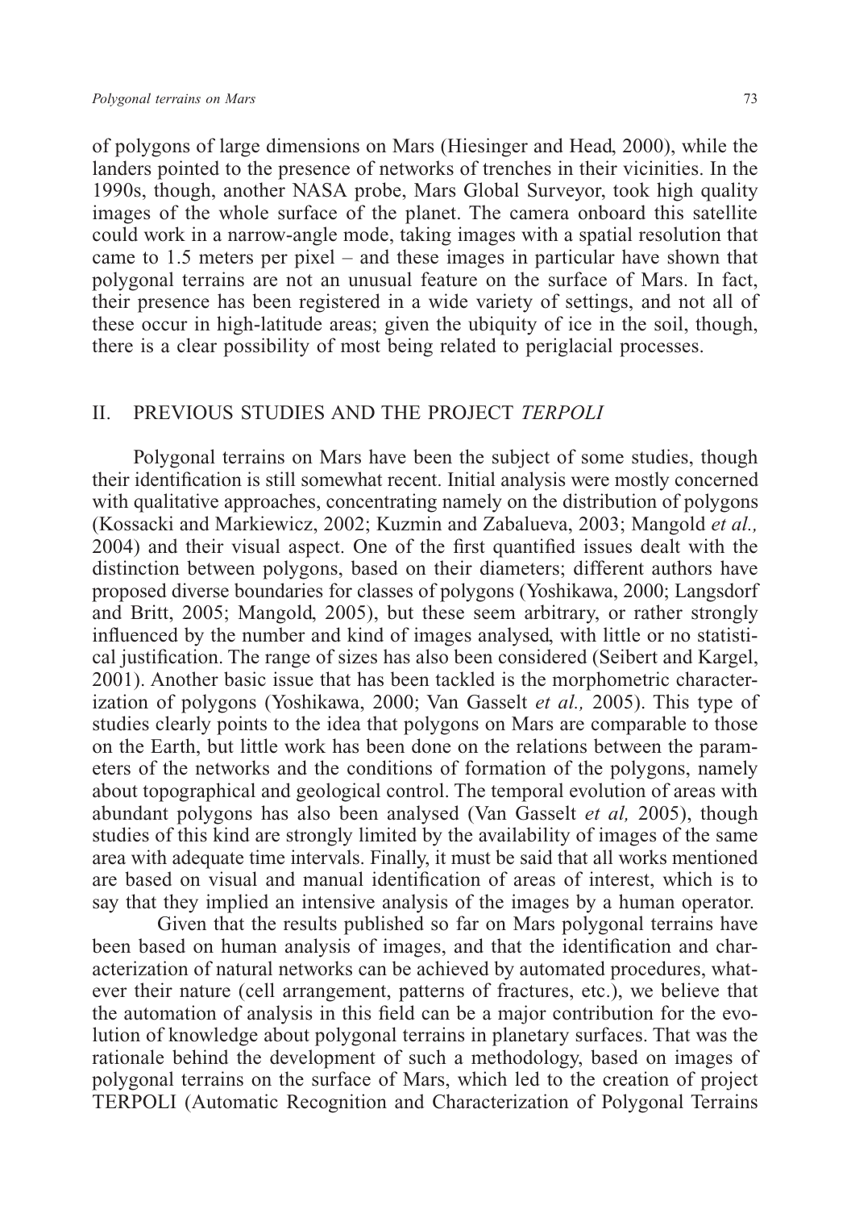of polygons of large dimensions on Mars (Hiesinger and Head, 2000), while the landers pointed to the presence of networks of trenches in their vicinities. In the 1990s, though, another NASA probe, Mars Global Surveyor, took high quality images of the whole surface of the planet. The camera onboard this satellite could work in a narrow-angle mode, taking images with a spatial resolution that came to 1.5 meters per pixel – and these images in particular have shown that polygonal terrains are not an unusual feature on the surface of Mars. In fact, their presence has been registered in a wide variety of settings, and not all of these occur in high-latitude areas; given the ubiquity of ice in the soil, though, there is a clear possibility of most being related to periglacial processes.

## II. PREVIOUS STUDIES AND THE PROJECT *TERPOLI*

Polygonal terrains on Mars have been the subject of some studies, though their identification is still somewhat recent. Initial analysis were mostly concerned with qualitative approaches, concentrating namely on the distribution of polygons (Kossacki and Markiewicz, 2002; Kuzmin and Zabalueva, 2003; Mangold *et al.,* 2004) and their visual aspect. One of the first quantified issues dealt with the distinction between polygons, based on their diameters; different authors have proposed diverse boundaries for classes of polygons (Yoshikawa, 2000; Langsdorf and Britt, 2005; Mangold, 2005), but these seem arbitrary, or rather strongly influenced by the number and kind of images analysed, with little or no statistical justification. The range of sizes has also been considered (Seibert and Kargel, 2001). Another basic issue that has been tackled is the morphometric characterization of polygons (Yoshikawa, 2000; Van Gasselt *et al.,* 2005). This type of studies clearly points to the idea that polygons on Mars are comparable to those on the Earth, but little work has been done on the relations between the parameters of the networks and the conditions of formation of the polygons, namely about topographical and geological control. The temporal evolution of areas with abundant polygons has also been analysed (Van Gasselt *et al,* 2005), though studies of this kind are strongly limited by the availability of images of the same area with adequate time intervals. Finally, it must be said that all works mentioned are based on visual and manual identification of areas of interest, which is to say that they implied an intensive analysis of the images by a human operator.

Given that the results published so far on Mars polygonal terrains have been based on human analysis of images, and that the identification and characterization of natural networks can be achieved by automated procedures, whatever their nature (cell arrangement, patterns of fractures, etc.), we believe that the automation of analysis in this field can be a major contribution for the evolution of knowledge about polygonal terrains in planetary surfaces. That was the rationale behind the development of such a methodology, based on images of polygonal terrains on the surface of Mars, which led to the creation of project TERPOLI (Automatic Recognition and Characterization of Polygonal Terrains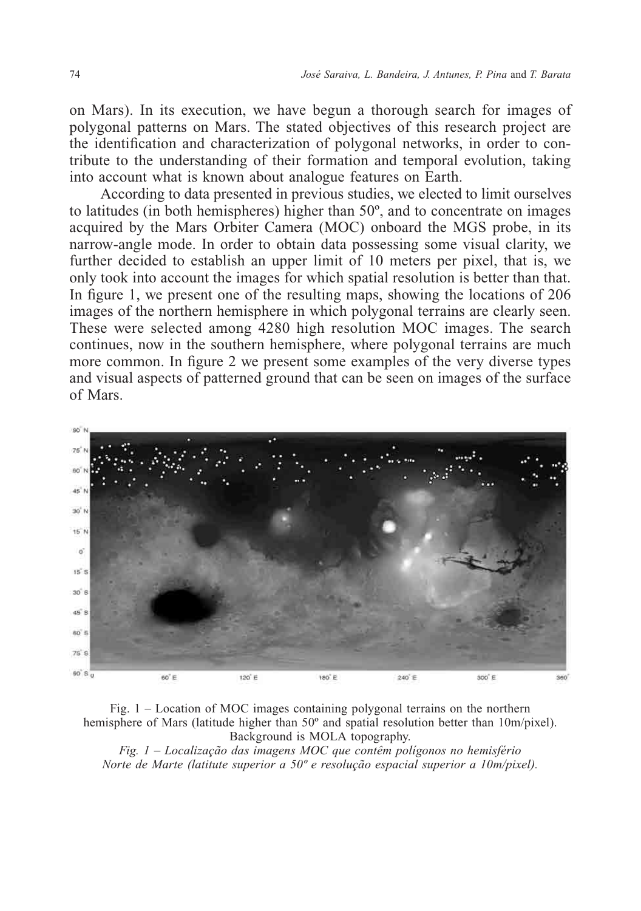on Mars). In its execution, we have begun a thorough search for images of polygonal patterns on Mars. The stated objectives of this research project are the identification and characterization of polygonal networks, in order to contribute to the understanding of their formation and temporal evolution, taking into account what is known about analogue features on Earth.

According to data presented in previous studies, we elected to limit ourselves to latitudes (in both hemispheres) higher than 50º, and to concentrate on images acquired by the Mars Orbiter Camera (MOC) onboard the MGS probe, in its narrow-angle mode. In order to obtain data possessing some visual clarity, we further decided to establish an upper limit of 10 meters per pixel, that is, we only took into account the images for which spatial resolution is better than that. In figure 1, we present one of the resulting maps, showing the locations of 206 images of the northern hemisphere in which polygonal terrains are clearly seen. These were selected among 4280 high resolution MOC images. The search continues, now in the southern hemisphere, where polygonal terrains are much more common. In figure 2 we present some examples of the very diverse types and visual aspects of patterned ground that can be seen on images of the surface of Mars.

Fig. 1 – Location of MOC images containing polygonal terrains on the northern hemisphere of Mars (latitude higher than 50º and spatial resolution better than 10m/pixel). Background is MOLA topography.

*Fig. 1 – Localização das imagens MOC que contêm polígonos no hemisfério Norte de Marte (latitute superior a 50º e resolução espacial superior a 10m/pixel).*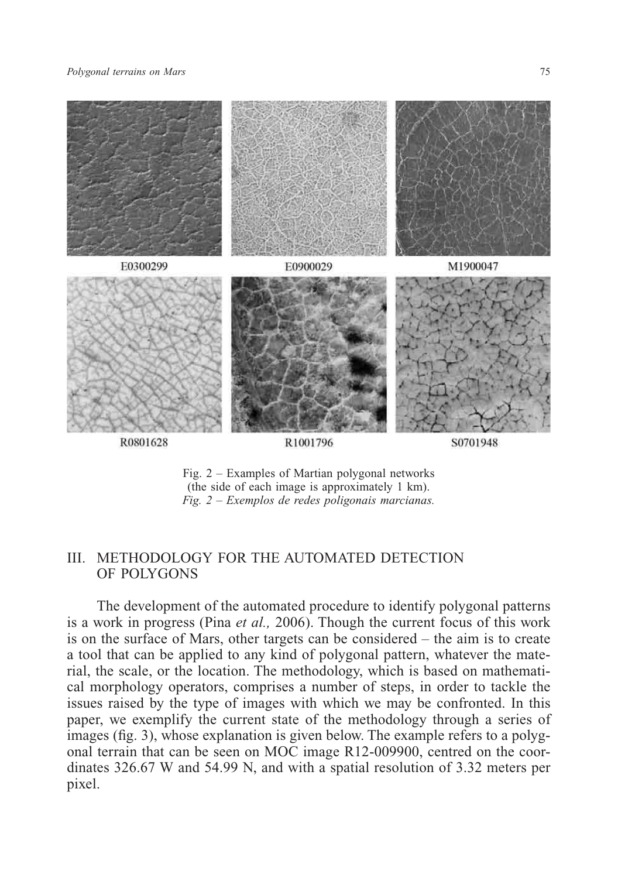E0300299 E0900029 M1900047

R0801628 R1001796 S0701948

Fig. 2 – Examples of Martian polygonal networks (the side of each image is approximately 1 km).
*Fig. 2 – Exemplos de redes poligonais marcianas.*

## III. METHODOLOGY FOR THE AUTOMATED DETECTION OF POLYGONS

The development of the automated procedure to identify polygonal patterns is a work in progress (Pina *et al.,* 2006). Though the current focus of this work is on the surface of Mars, other targets can be considered – the aim is to create a tool that can be applied to any kind of polygonal pattern, whatever the material, the scale, or the location. The methodology, which is based on mathematical morphology operators, comprises a number of steps, in order to tackle the issues raised by the type of images with which we may be confronted. In this paper, we exemplify the current state of the methodology through a series of images (fig. 3), whose explanation is given below. The example refers to a polygonal terrain that can be seen on MOC image R12-009900, centred on the coordinates 326.67 W and 54.99 N, and with a spatial resolution of 3.32 meters per pixel.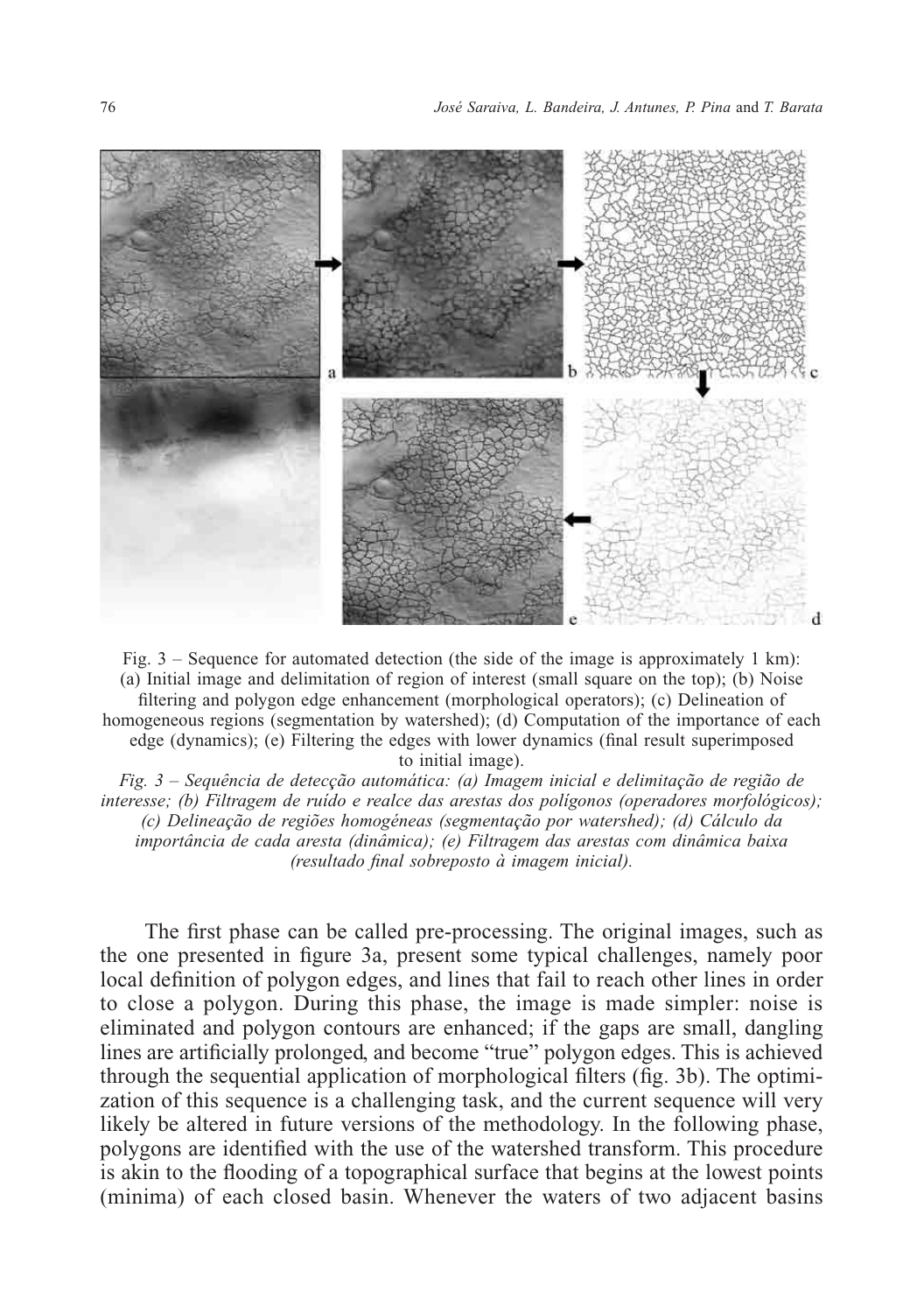Fig. 3 – Sequence for automated detection (the side of the image is approximately 1 km): (a) Initial image and delimitation of region of interest (small square on the top); (b) Noise filtering and polygon edge enhancement (morphological operators); (c) Delineation of homogeneous regions (segmentation by watershed); (d) Computation of the importance of each edge (dynamics); (e) Filtering the edges with lower dynamics (final result superimposed to initial image).

*Fig. 3 – Sequência de detecção automática: (a) Imagem inicial e delimitação de região de interesse; (b) Filtragem de ruído e realce das arestas dos polígonos (operadores morfológicos); (c) Delineação de regiões homogéneas (segmentação por watershed); (d) Cálculo da importância de cada aresta (dinâmica); (e) Filtragem das arestas com dinâmica baixa (resultado final sobreposto à imagem inicial).*

The first phase can be called pre-processing. The original images, such as the one presented in figure 3a, present some typical challenges, namely poor local definition of polygon edges, and lines that fail to reach other lines in order to close a polygon. During this phase, the image is made simpler: noise is eliminated and polygon contours are enhanced; if the gaps are small, dangling lines are artificially prolonged, and become "true" polygon edges. This is achieved through the sequential application of morphological filters (fig. 3b). The optimization of this sequence is a challenging task, and the current sequence will very likely be altered in future versions of the methodology. In the following phase, polygons are identified with the use of the watershed transform. This procedure is akin to the flooding of a topographical surface that begins at the lowest points (minima) of each closed basin. Whenever the waters of two adjacent basins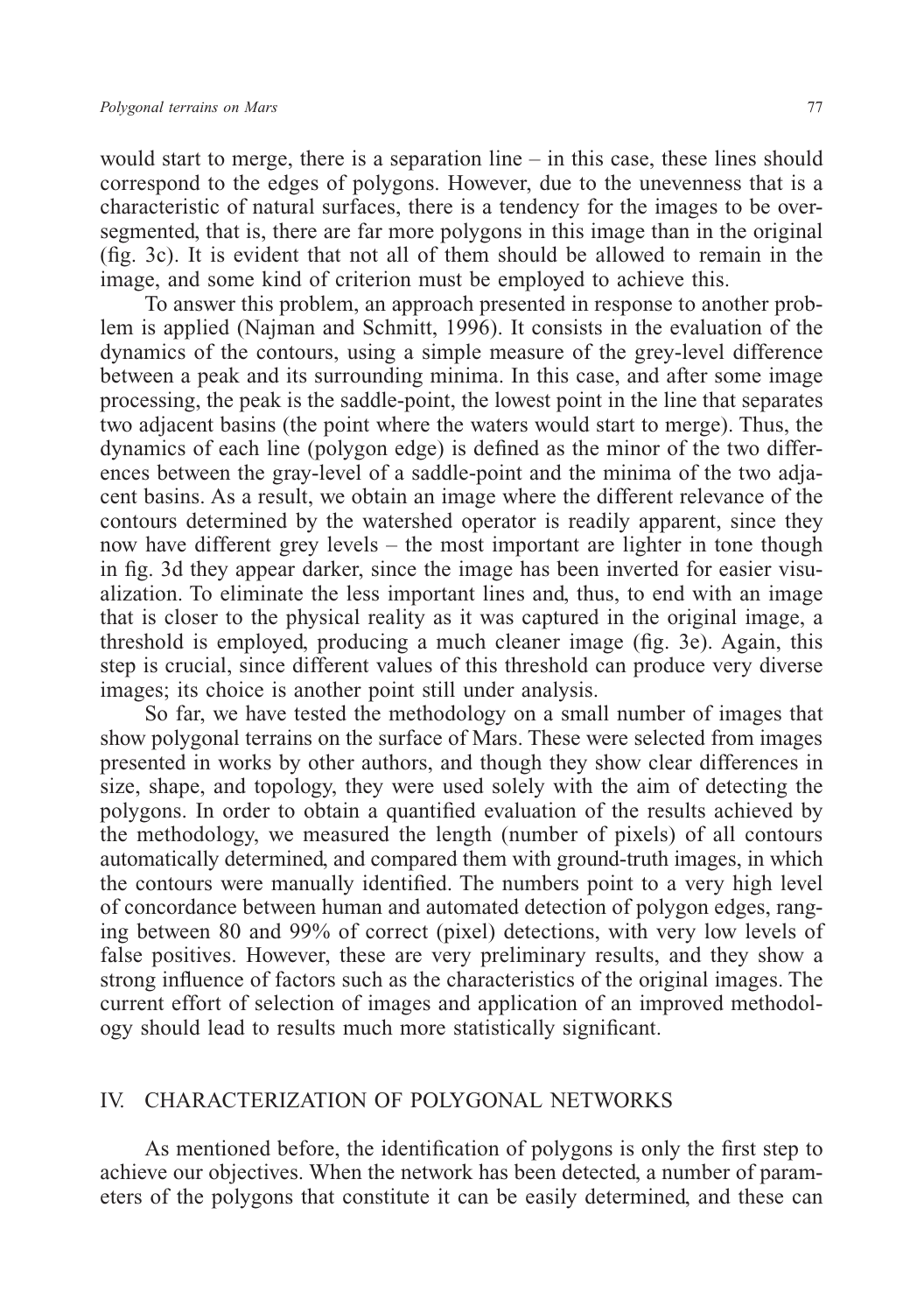would start to merge, there is a separation line – in this case, these lines should correspond to the edges of polygons. However, due to the unevenness that is a characteristic of natural surfaces, there is a tendency for the images to be over-segmented, that is, there are far more polygons in this image than in the original (fig. 3c). It is evident that not all of them should be allowed to remain in the image, and some kind of criterion must be employed to achieve this.

To answer this problem, an approach presented in response to another problem is applied (Najman and Schmitt, 1996). It consists in the evaluation of the dynamics of the contours, using a simple measure of the grey-level difference between a peak and its surrounding minima. In this case, and after some image processing, the peak is the saddle-point, the lowest point in the line that separates two adjacent basins (the point where the waters would start to merge). Thus, the dynamics of each line (polygon edge) is defined as the minor of the two differences between the gray-level of a saddle-point and the minima of the two adjacent basins. As a result, we obtain an image where the different relevance of the contours determined by the watershed operator is readily apparent, since they now have different grey levels – the most important are lighter in tone though in fig. 3d they appear darker, since the image has been inverted for easier visualization. To eliminate the less important lines and, thus, to end with an image that is closer to the physical reality as it was captured in the original image, a threshold is employed, producing a much cleaner image (fig. 3e). Again, this step is crucial, since different values of this threshold can produce very diverse images; its choice is another point still under analysis.

So far, we have tested the methodology on a small number of images that show polygonal terrains on the surface of Mars. These were selected from images presented in works by other authors, and though they show clear differences in size, shape, and topology, they were used solely with the aim of detecting the polygons. In order to obtain a quantified evaluation of the results achieved by the methodology, we measured the length (number of pixels) of all contours automatically determined, and compared them with ground-truth images, in which the contours were manually identified. The numbers point to a very high level of concordance between human and automated detection of polygon edges, ranging between 80 and 99% of correct (pixel) detections, with very low levels of false positives. However, these are very preliminary results, and they show a strong influence of factors such as the characteristics of the original images. The current effort of selection of images and application of an improved methodology should lead to results much more statistically significant.

## IV. CHARACTERIZATION OF POLYGONAL NETWORKS

As mentioned before, the identification of polygons is only the first step to achieve our objectives. When the network has been detected, a number of parameters of the polygons that constitute it can be easily determined, and these can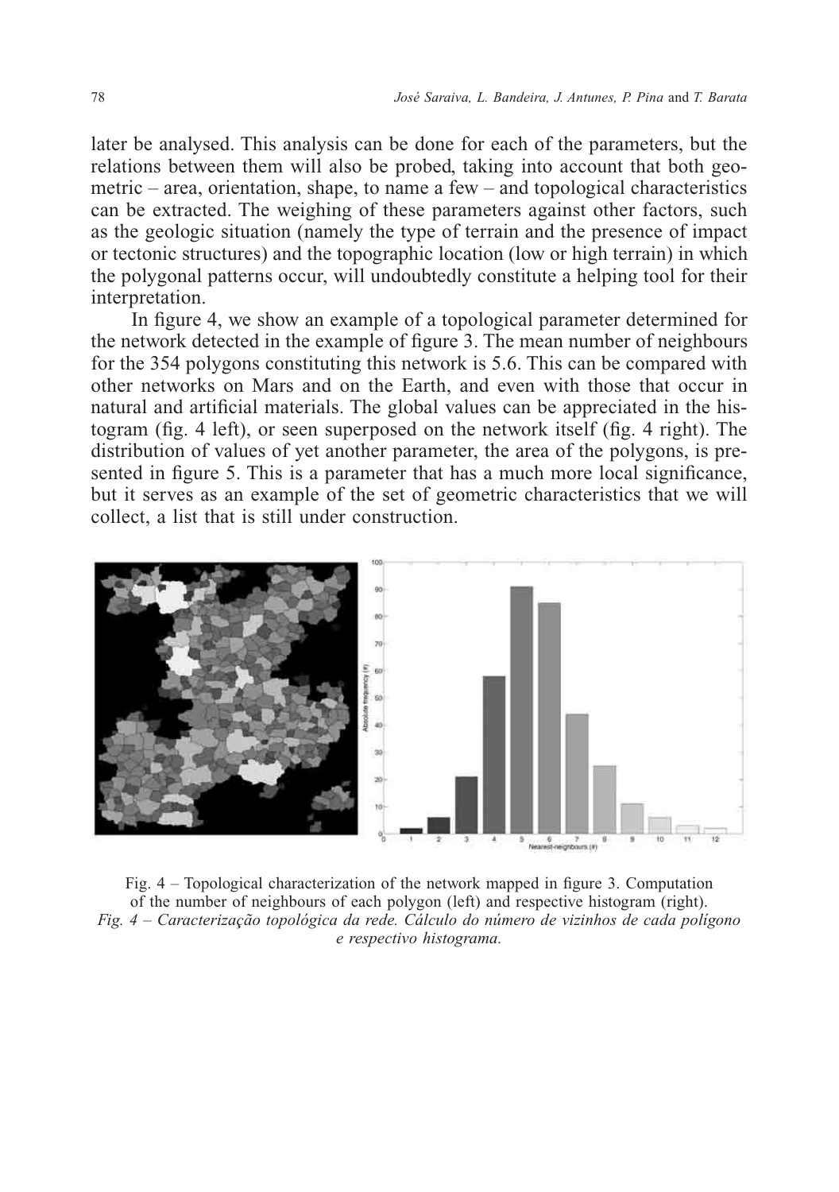later be analysed. This analysis can be done for each of the parameters, but the relations between them will also be probed, taking into account that both geometric – area, orientation, shape, to name a few – and topological characteristics can be extracted. The weighing of these parameters against other factors, such as the geologic situation (namely the type of terrain and the presence of impact or tectonic structures) and the topographic location (low or high terrain) in which the polygonal patterns occur, will undoubtedly constitute a helping tool for their interpretation.

In figure 4, we show an example of a topological parameter determined for the network detected in the example of figure 3. The mean number of neighbours for the 354 polygons constituting this network is 5.6. This can be compared with other networks on Mars and on the Earth, and even with those that occur in natural and artificial materials. The global values can be appreciated in the histogram (fig. 4 left), or seen superposed on the network itself (fig. 4 right). The distribution of values of yet another parameter, the area of the polygons, is presented in figure 5. This is a parameter that has a much more local significance, but it serves as an example of the set of geometric characteristics that we will collect, a list that is still under construction.

Fig. 4 – Topological characterization of the network mapped in figure 3. Computation of the number of neighbours of each polygon (left) and respective histogram (right).
*Fig. 4 – Caracterização topológica da rede. Cálculo do número de vizinhos de cada polígono e respectivo histograma.*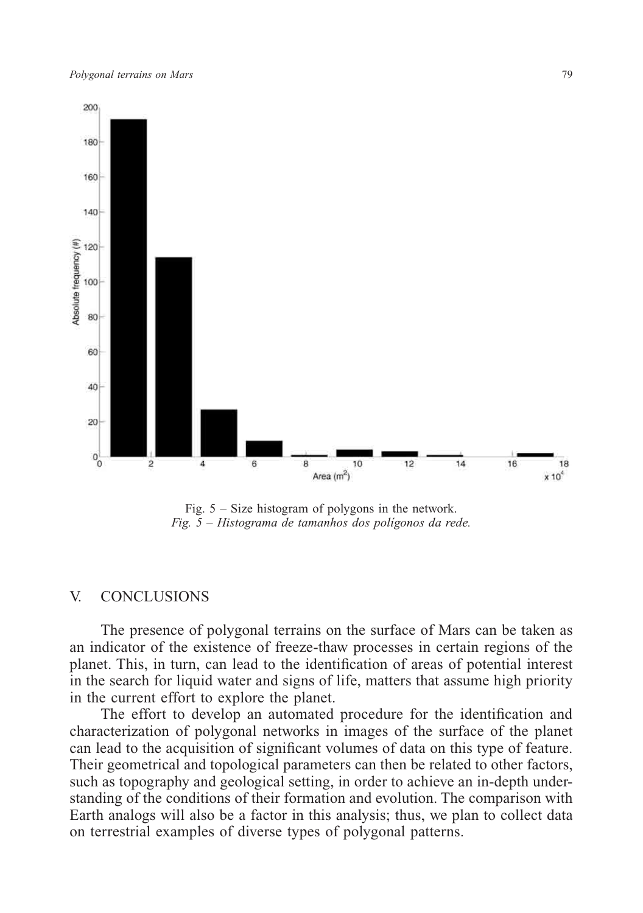Fig. 5 – Size histogram of polygons in the network.
*Fig. 5 – Histograma de tamanhos dos polígonos da rede.*

## V. CONCLUSIONS

The presence of polygonal terrains on the surface of Mars can be taken as an indicator of the existence of freeze-thaw processes in certain regions of the planet. This, in turn, can lead to the identification of areas of potential interest in the search for liquid water and signs of life, matters that assume high priority in the current effort to explore the planet.

The effort to develop an automated procedure for the identification and characterization of polygonal networks in images of the surface of the planet can lead to the acquisition of significant volumes of data on this type of feature. Their geometrical and topological parameters can then be related to other factors, such as topography and geological setting, in order to achieve an in-depth understanding of the conditions of their formation and evolution. The comparison with Earth analogs will also be a factor in this analysis; thus, we plan to collect data on terrestrial examples of diverse types of polygonal patterns.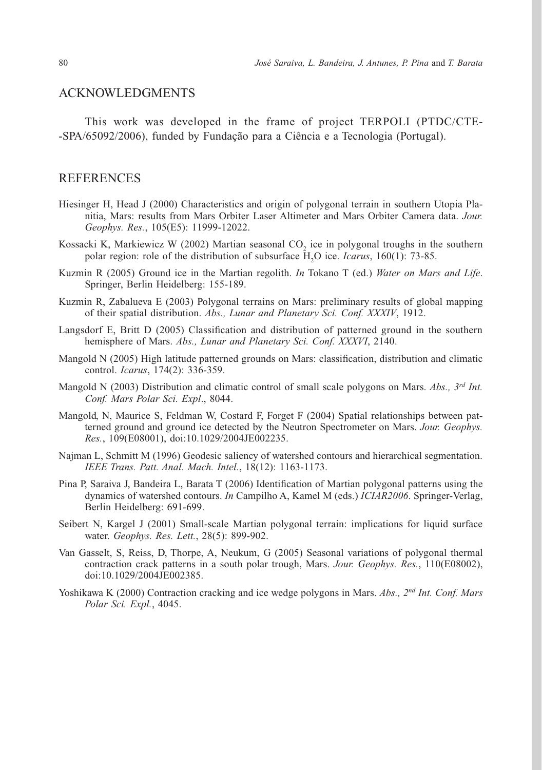## ACKNOWLEDGMENTS

This work was developed in the frame of project TERPOLI (PTDC/CTE--SPA/65092/2006), funded by Fundação para a Ciência e a Tecnologia (Portugal).

## REFERENCES

Hiesinger H, Head J (2000) Characteristics and origin of polygonal terrain in southern Utopia Planitia, Mars: results from Mars Orbiter Laser Altimeter and Mars Orbiter Camera data. *Jour. Geophys. Res.*, 105(E5): 11999-12022.

Kossacki K, Markiewicz W (2002) Martian seasonal $CO_2$ ice in polygonal troughs in the southern polar region: role of the distribution of subsurface $H_2O$ ice. *Icarus*, 160(1): 73-85.

Kuzmin R (2005) Ground ice in the Martian regolith. *In* Tokano T (ed.) *Water on Mars and Life*. Springer, Berlin Heidelberg: 155-189.

Kuzmin R, Zabalueva E (2003) Polygonal terrains on Mars: preliminary results of global mapping of their spatial distribution. *Abs., Lunar and Planetary Sci. Conf. XXXIV*, 1912.

Langsdorf E, Britt D (2005) Classification and distribution of patterned ground in the southern hemisphere of Mars. *Abs., Lunar and Planetary Sci. Conf. XXXVI*, 2140.

Mangold N (2005) High latitude patterned grounds on Mars: classification, distribution and climatic control. *Icarus*, 174(2): 336-359.

Mangold N (2003) Distribution and climatic control of small scale polygons on Mars. *Abs., 3rd Int. Conf. Mars Polar Sci. Expl*., 8044.

Mangold, N, Maurice S, Feldman W, Costard F, Forget F (2004) Spatial relationships between patterned ground and ground ice detected by the Neutron Spectrometer on Mars. *Jour. Geophys. Res.*, 109(E08001), doi:10.1029/2004JE002235.

Najman L, Schmitt M (1996) Geodesic saliency of watershed contours and hierarchical segmentation. *IEEE Trans. Patt. Anal. Mach. Intel.*, 18(12): 1163-1173.

Pina P, Saraiva J, Bandeira L, Barata T (2006) Identification of Martian polygonal patterns using the dynamics of watershed contours. *In* Campilho A, Kamel M (eds.) *ICIAR2006*. Springer-Verlag, Berlin Heidelberg: 691-699.

Seibert N, Kargel J (2001) Small-scale Martian polygonal terrain: implications for liquid surface water. *Geophys. Res. Lett.*, 28(5): 899-902.

Van Gasselt, S, Reiss, D, Thorpe, A, Neukum, G (2005) Seasonal variations of polygonal thermal contraction crack patterns in a south polar trough, Mars. *Jour. Geophys. Res.*, 110(E08002), doi:10.1029/2004JE002385.

Yoshikawa K (2000) Contraction cracking and ice wedge polygons in Mars. *Abs., 2nd Int. Conf. Mars Polar Sci. Expl.*, 4045.